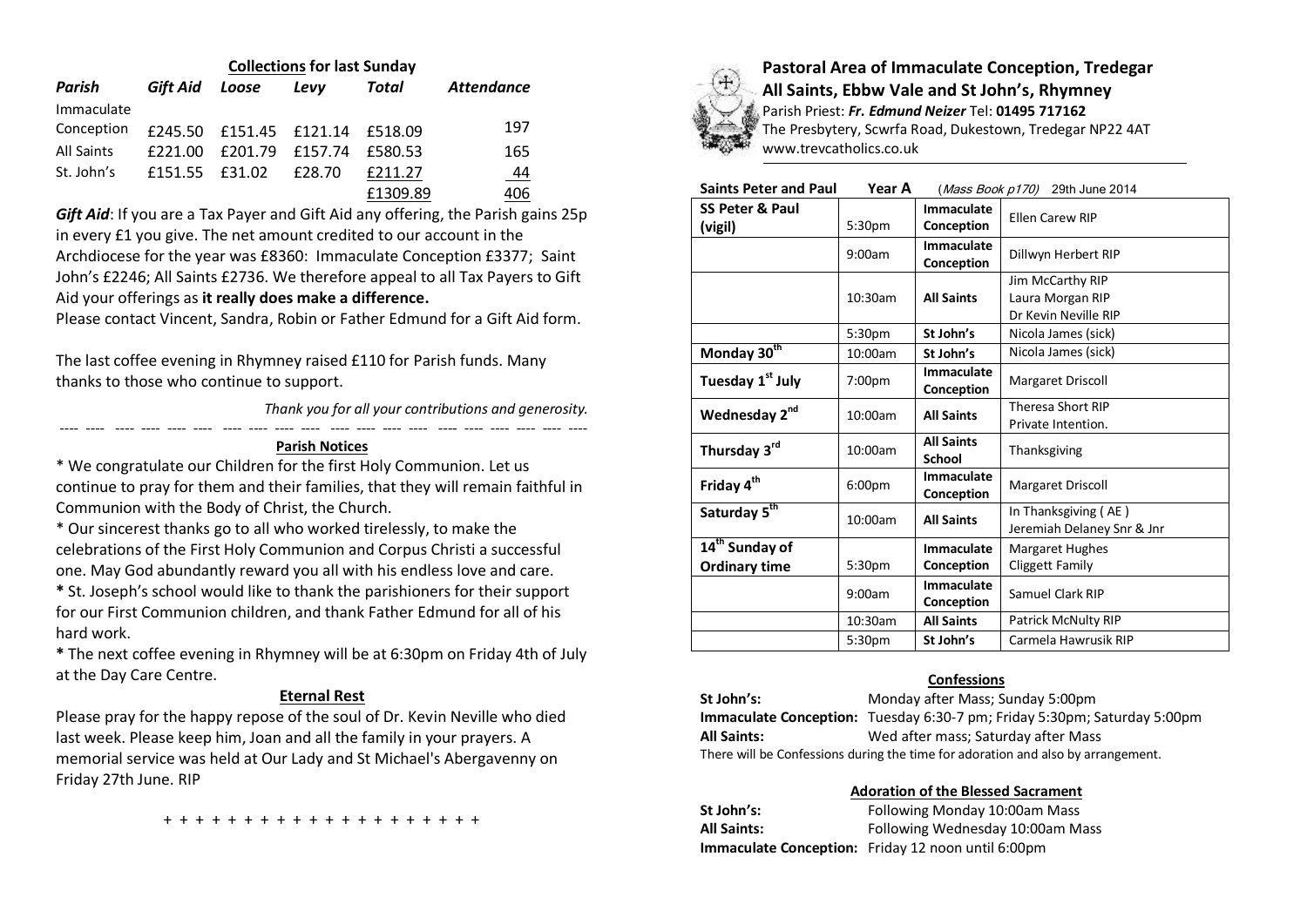**Collections for last Sunday**

| *Parish* | *Gift Aid* | *Loose* | *Levy* | *Total* | *Attendance* |
|---|---|---|---|---|---|
| Immaculate Conception | £245.50 | £151.45 | £121.14 | £518.09 | 197 |
| All Saints | £221.00 | £201.79 | £157.74 | £580.53 | 165 |
| St. John's | £151.55 | £31.02 | £28.70 | £211.27 | 44 |
| | | | | £1309.89 | 406 |

***Gift Aid***: If you are a Tax Payer and Gift Aid any offering, the Parish gains 25p in every £1 you give. The net amount credited to our account in the Archdiocese for the year was £8360: Immaculate Conception £3377; Saint John's £2246; All Saints £2736. We therefore appeal to all Tax Payers to Gift Aid your offerings as **it really does make a difference.**

Please contact Vincent, Sandra, Robin or Father Edmund for a Gift Aid form.

The last coffee evening in Rhymney raised £110 for Parish funds. Many thanks to those who continue to support.

*Thank you for all your contributions and generosity.*

---

**Parish Notices**

* We congratulate our Children for the first Holy Communion. Let us continue to pray for them and their families, that they will remain faithful in Communion with the Body of Christ, the Church.

* Our sincerest thanks go to all who worked tirelessly, to make the celebrations of the First Holy Communion and Corpus Christi a successful one. May God abundantly reward you all with his endless love and care.

* St. Joseph's school would like to thank the parishioners for their support for our First Communion children, and thank Father Edmund for all of his hard work.

* The next coffee evening in Rhymney will be at 6:30pm on Friday 4th of July at the Day Care Centre.

**Eternal Rest**

Please pray for the happy repose of the soul of Dr. Kevin Neville who died last week. Please keep him, Joan and all the family in your prayers. A memorial service was held at Our Lady and St Michael's Abergavenny on Friday 27th June. RIP

+ + + + + + + + + + + + + + + + + + + + +

# Pastoral Area of Immaculate Conception, Tredegar
## All Saints, Ebbw Vale and St John's, Rhymney

Parish Priest: ***Fr. Edmund Neizer*** Tel: **01495 717162**
The Presbytery, Scwrfa Road, Dukestown, Tredegar NP22 4AT
www.trevcatholics.co.uk

**Saints Peter and Paul** **Year A** (*Mass Book p170*) 29th June 2014

| | | | |
|---|---|---|---|
| **SS Peter & Paul (vigil)** | 5:30pm | **Immaculate Conception** | Ellen Carew RIP |
| | 9:00am | **Immaculate Conception** | Dillwyn Herbert RIP |
| | 10:30am | **All Saints** | Jim McCarthy RIP<br>Laura Morgan RIP<br>Dr Kevin Neville RIP |
| | 5:30pm | **St John's** | Nicola James (sick) |
| **Monday 30th** | 10:00am | **St John's** | Nicola James (sick) |
| **Tuesday 1st July** | 7:00pm | **Immaculate Conception** | Margaret Driscoll |
| **Wednesday 2nd** | 10:00am | **All Saints** | Theresa Short RIP<br>Private Intention. |
| **Thursday 3rd** | 10:00am | **All Saints School** | Thanksgiving |
| **Friday 4th** | 6:00pm | **Immaculate Conception** | Margaret Driscoll |
| **Saturday 5th** | 10:00am | **All Saints** | In Thanksgiving ( AE )<br>Jeremiah Delaney Snr & Jnr |
| **14th Sunday of Ordinary time** | 5:30pm | **Immaculate Conception** | Margaret Hughes<br>Cliggett Family |
| | 9:00am | **Immaculate Conception** | Samuel Clark RIP |
| | 10:30am | **All Saints** | Patrick McNulty RIP |
| | 5:30pm | **St John's** | Carmela Hawrusik RIP |

**Confessions**

**St John's:** Monday after Mass; Sunday 5:00pm
**Immaculate Conception:** Tuesday 6:30-7 pm; Friday 5:30pm; Saturday 5:00pm
**All Saints:** Wed after mass; Saturday after Mass

There will be Confessions during the time for adoration and also by arrangement.

**Adoration of the Blessed Sacrament**

**St John's:** Following Monday 10:00am Mass
**All Saints:** Following Wednesday 10:00am Mass
**Immaculate Conception:** Friday 12 noon until 6:00pm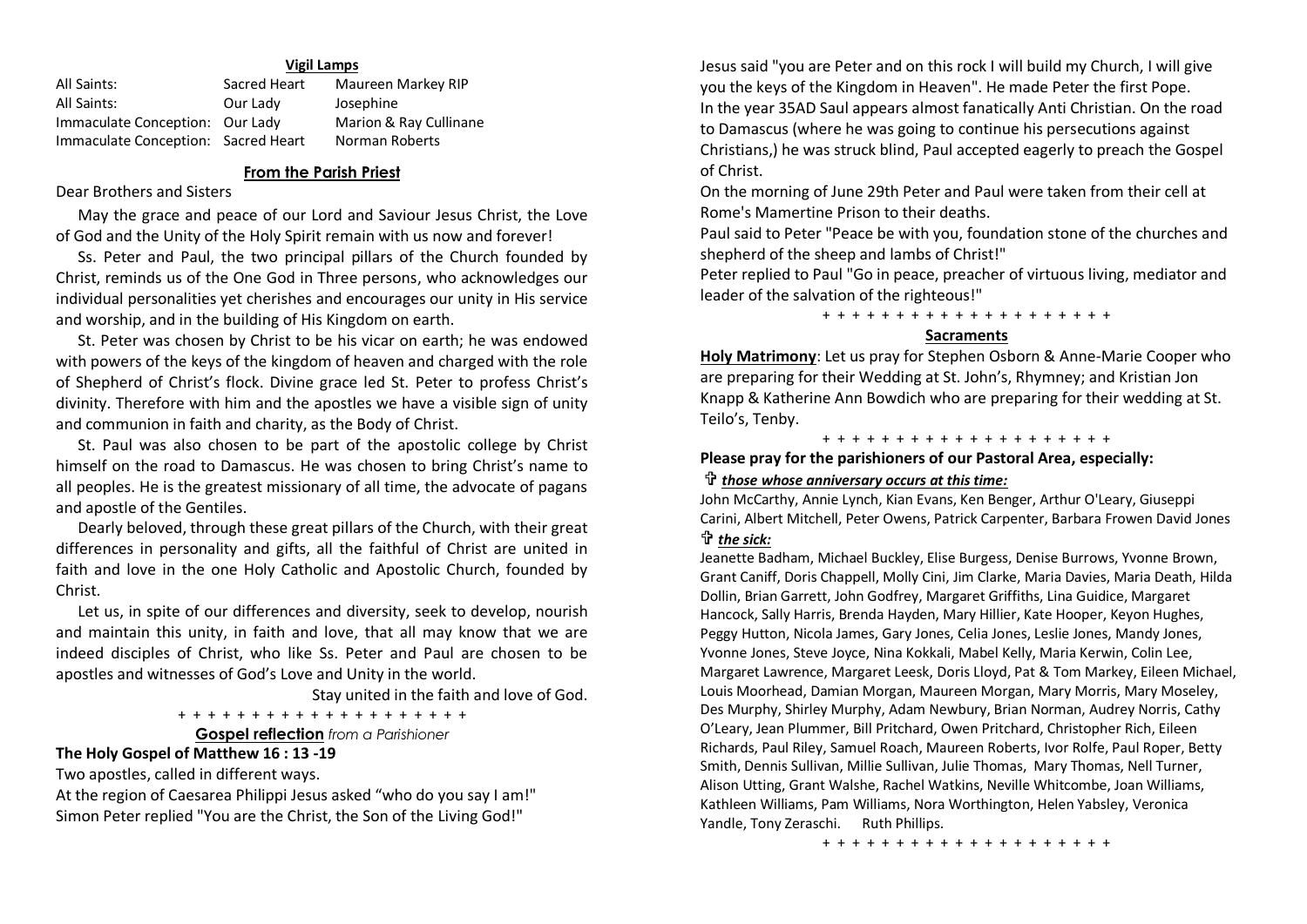**Vigil Lamps**

| | | |
|---|---|---|
| All Saints: | Sacred Heart | Maureen Markey RIP |
| All Saints: | Our Lady | Josephine |
| Immaculate Conception: | Our Lady | Marion & Ray Cullinane |
| Immaculate Conception: | Sacred Heart | Norman Roberts |

## From the Parish Priest

Dear Brothers and Sisters

May the grace and peace of our Lord and Saviour Jesus Christ, the Love of God and the Unity of the Holy Spirit remain with us now and forever!

Ss. Peter and Paul, the two principal pillars of the Church founded by Christ, reminds us of the One God in Three persons, who acknowledges our individual personalities yet cherishes and encourages our unity in His service and worship, and in the building of His Kingdom on earth.

St. Peter was chosen by Christ to be his vicar on earth; he was endowed with powers of the keys of the kingdom of heaven and charged with the role of Shepherd of Christ's flock. Divine grace led St. Peter to profess Christ's divinity. Therefore with him and the apostles we have a visible sign of unity and communion in faith and charity, as the Body of Christ.

St. Paul was also chosen to be part of the apostolic college by Christ himself on the road to Damascus. He was chosen to bring Christ's name to all peoples. He is the greatest missionary of all time, the advocate of pagans and apostle of the Gentiles.

Dearly beloved, through these great pillars of the Church, with their great differences in personality and gifts, all the faithful of Christ are united in faith and love in the one Holy Catholic and Apostolic Church, founded by Christ.

Let us, in spite of our differences and diversity, seek to develop, nourish and maintain this unity, in faith and love, that all may know that we are indeed disciples of Christ, who like Ss. Peter and Paul are chosen to be apostles and witnesses of God's Love and Unity in the world.

Stay united in the faith and love of God.

+ + + + + + + + + + + + + + + + + + + + + +

## Gospel reflection *from a Parishioner*

**The Holy Gospel of Matthew 16 : 13 -19**

Two apostles, called in different ways.

At the region of Caesarea Philippi Jesus asked "who do you say I am!"

Simon Peter replied "You are the Christ, the Son of the Living God!"

Jesus said "you are Peter and on this rock I will build my Church, I will give you the keys of the Kingdom in Heaven". He made Peter the first Pope.

In the year 35AD Saul appears almost fanatically Anti Christian. On the road to Damascus (where he was going to continue his persecutions against Christians,) he was struck blind, Paul accepted eagerly to preach the Gospel of Christ.

On the morning of June 29th Peter and Paul were taken from their cell at Rome's Mamertine Prison to their deaths.

Paul said to Peter "Peace be with you, foundation stone of the churches and shepherd of the sheep and lambs of Christ!"

Peter replied to Paul "Go in peace, preacher of virtuous living, mediator and leader of the salvation of the righteous!"

+ + + + + + + + + + + + + + + + + + + + +

## Sacraments

**Holy Matrimony**: Let us pray for Stephen Osborn & Anne-Marie Cooper who are preparing for their Wedding at St. John's, Rhymney; and Kristian Jon Knapp & Katherine Ann Bowdich who are preparing for their wedding at St. Teilo's, Tenby.

+ + + + + + + + + + + + + + + + + + + + +

**Please pray for the parishioners of our Pastoral Area, especially:**

✞ ***those whose anniversary occurs at this time:***

John McCarthy, Annie Lynch, Kian Evans, Ken Benger, Arthur O'Leary, Giuseppi Carini, Albert Mitchell, Peter Owens, Patrick Carpenter, Barbara Frowen David Jones

✞ ***the sick:***

Jeanette Badham, Michael Buckley, Elise Burgess, Denise Burrows, Yvonne Brown, Grant Caniff, Doris Chappell, Molly Cini, Jim Clarke, Maria Davies, Maria Death, Hilda Dollin, Brian Garrett, John Godfrey, Margaret Griffiths, Lina Guidice, Margaret Hancock, Sally Harris, Brenda Hayden, Mary Hillier, Kate Hooper, Keyon Hughes, Peggy Hutton, Nicola James, Gary Jones, Celia Jones, Leslie Jones, Mandy Jones, Yvonne Jones, Steve Joyce, Nina Kokkali, Mabel Kelly, Maria Kerwin, Colin Lee, Margaret Lawrence, Margaret Leesk, Doris Lloyd, Pat & Tom Markey, Eileen Michael, Louis Moorhead, Damian Morgan, Maureen Morgan, Mary Morris, Mary Moseley, Des Murphy, Shirley Murphy, Adam Newbury, Brian Norman, Audrey Norris, Cathy O'Leary, Jean Plummer, Bill Pritchard, Owen Pritchard, Christopher Rich, Eileen Richards, Paul Riley, Samuel Roach, Maureen Roberts, Ivor Rolfe, Paul Roper, Betty Smith, Dennis Sullivan, Millie Sullivan, Julie Thomas, Mary Thomas, Nell Turner, Alison Utting, Grant Walshe, Rachel Watkins, Neville Whitcombe, Joan Williams, Kathleen Williams, Pam Williams, Nora Worthington, Helen Yabsley, Veronica Yandle, Tony Zeraschi. Ruth Phillips.

+ + + + + + + + + + + + + + + + + + + + +